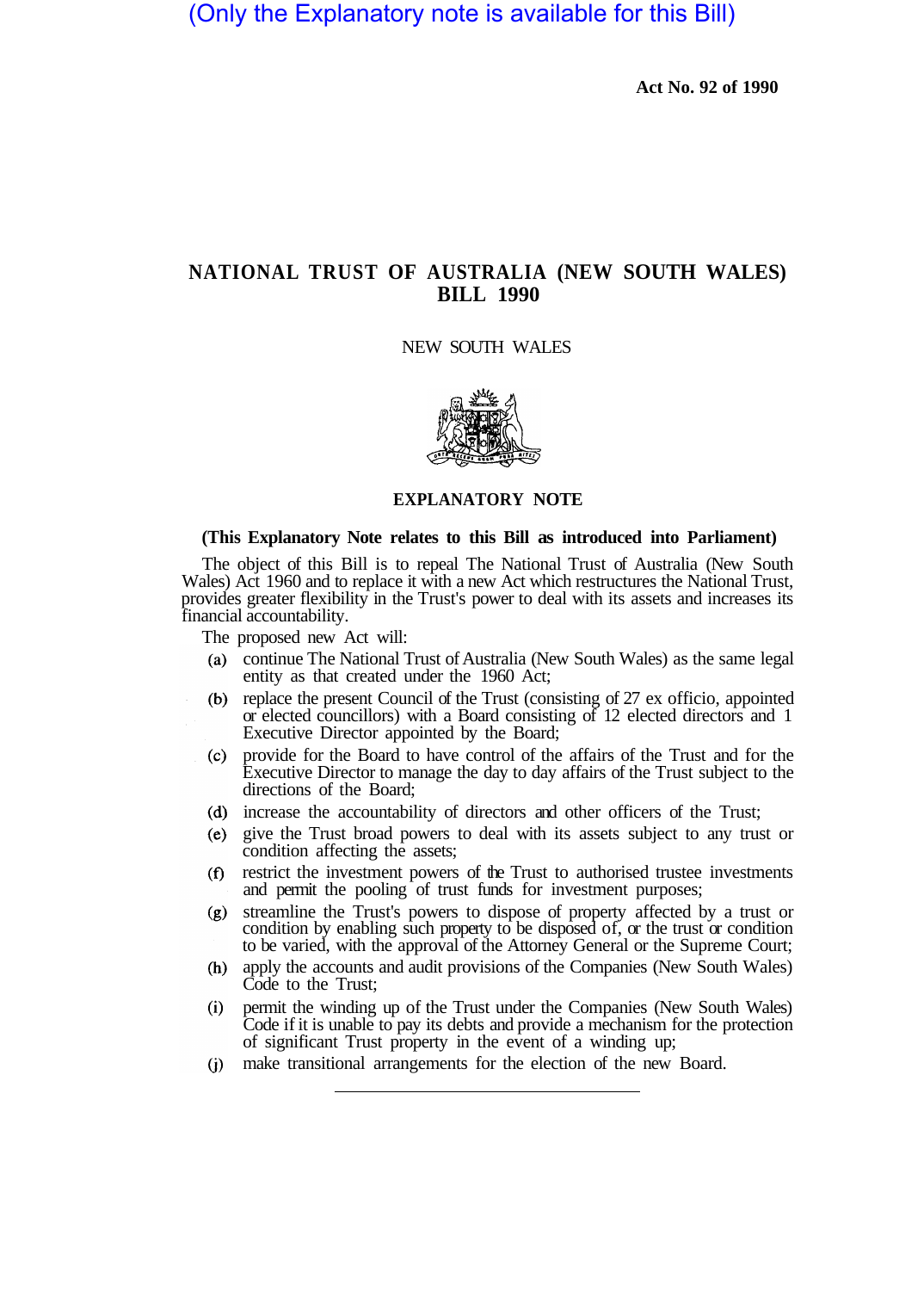(Only the Explanatory note is available for this Bill)

**Act No. 92 of 1990**

# NATIONAL TRUST OF AUSTRALIA (NEW SOUTH WALES) BILL 1990

NEW SOUTH WALES

## EXPLANATORY NOTE

**(This Explanatory Note relates to this Bill as introduced into Parliament)**

The object of this Bill is to repeal The National Trust of Australia (New South Wales) Act 1960 and to replace it with a new Act which restructures the National Trust, provides greater flexibility in the Trust's power to deal with its assets and increases its financial accountability.

The proposed new Act will:

(a) continue The National Trust of Australia (New South Wales) as the same legal entity as that created under the 1960 Act;

(b) replace the present Council of the Trust (consisting of 27 ex officio, appointed or elected councillors) with a Board consisting of 12 elected directors and 1 Executive Director appointed by the Board;

(c) provide for the Board to have control of the affairs of the Trust and for the Executive Director to manage the day to day affairs of the Trust subject to the directions of the Board;

(d) increase the accountability of directors and other officers of the Trust;

(e) give the Trust broad powers to deal with its assets subject to any trust or condition affecting the assets;

(f) restrict the investment powers of the Trust to authorised trustee investments and permit the pooling of trust funds for investment purposes;

(g) streamline the Trust's powers to dispose of property affected by a trust or condition by enabling such property to be disposed of, or the trust or condition to be varied, with the approval of the Attorney General or the Supreme Court;

(h) apply the accounts and audit provisions of the Companies (New South Wales) Code to the Trust;

(i) permit the winding up of the Trust under the Companies (New South Wales) Code if it is unable to pay its debts and provide a mechanism for the protection of significant Trust property in the event of a winding up;

(j) make transitional arrangements for the election of the new Board.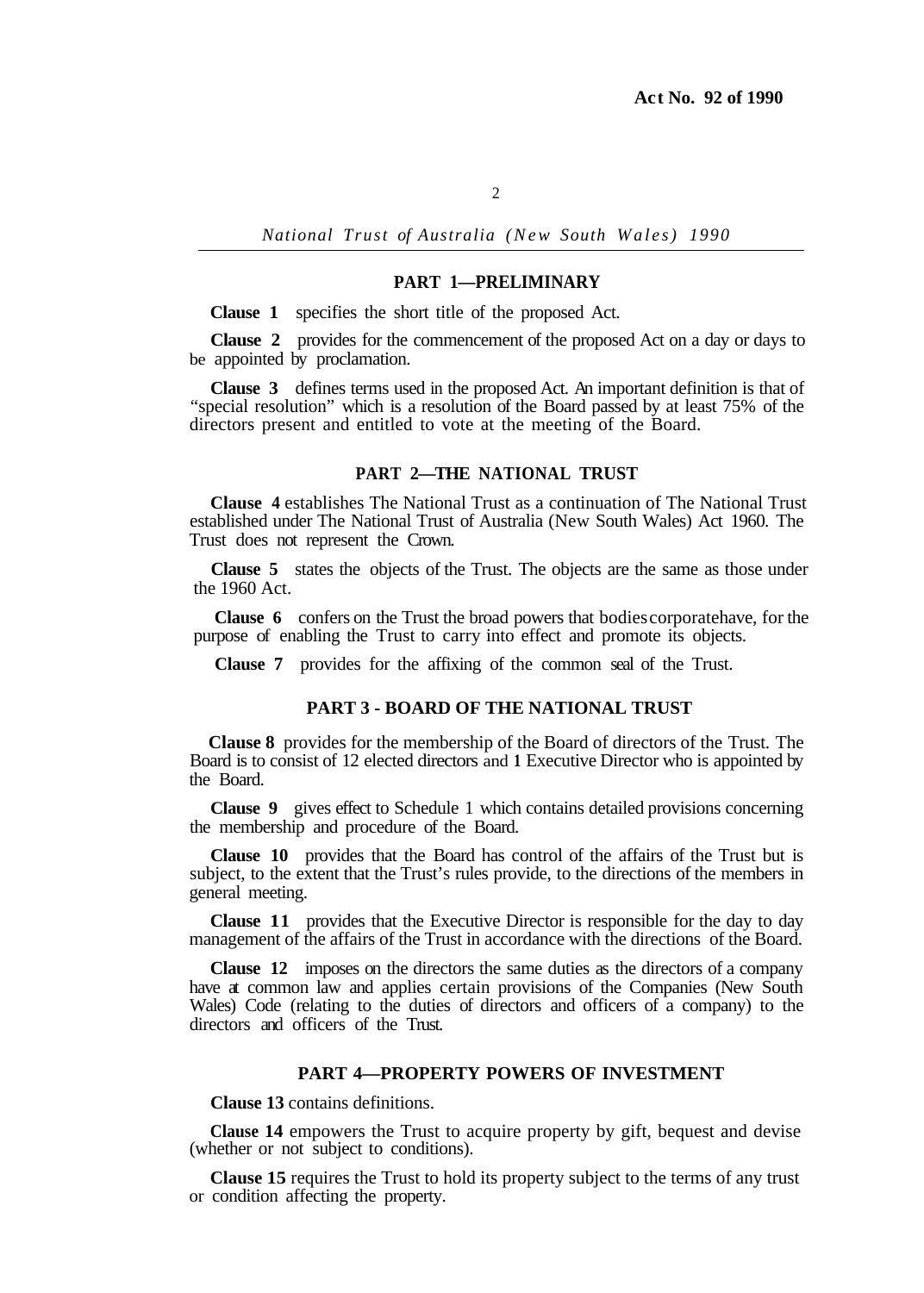## PART 1—PRELIMINARY

**Clause 1** specifies the short title of the proposed Act.

**Clause 2** provides for the commencement of the proposed Act on a day or days to be appointed by proclamation.

**Clause 3** defines terms used in the proposed Act. An important definition is that of "special resolution" which is a resolution of the Board passed by at least 75% of the directors present and entitled to vote at the meeting of the Board.

## PART 2—THE NATIONAL TRUST

**Clause 4** establishes The National Trust as a continuation of The National Trust established under The National Trust of Australia (New South Wales) Act 1960. The Trust does not represent the Crown.

**Clause 5** states the objects of the Trust. The objects are the same as those under the 1960 Act.

**Clause 6** confers on the Trust the broad powers that bodies corporate have, for the purpose of enabling the Trust to carry into effect and promote its objects.

**Clause 7** provides for the affixing of the common seal of the Trust.

## PART 3 - BOARD OF THE NATIONAL TRUST

**Clause 8** provides for the membership of the Board of directors of the Trust. The Board is to consist of 12 elected directors and 1 Executive Director who is appointed by the Board.

**Clause 9** gives effect to Schedule 1 which contains detailed provisions concerning the membership and procedure of the Board.

**Clause 10** provides that the Board has control of the affairs of the Trust but is subject, to the extent that the Trust's rules provide, to the directions of the members in general meeting.

**Clause 11** provides that the Executive Director is responsible for the day to day management of the affairs of the Trust in accordance with the directions of the Board.

**Clause 12** imposes on the directors the same duties as the directors of a company have at common law and applies certain provisions of the Companies (New South Wales) Code (relating to the duties of directors and officers of a company) to the directors and officers of the Trust.

## PART 4—PROPERTY POWERS OF INVESTMENT

**Clause 13** contains definitions.

**Clause 14** empowers the Trust to acquire property by gift, bequest and devise (whether or not subject to conditions).

**Clause 15** requires the Trust to hold its property subject to the terms of any trust or condition affecting the property.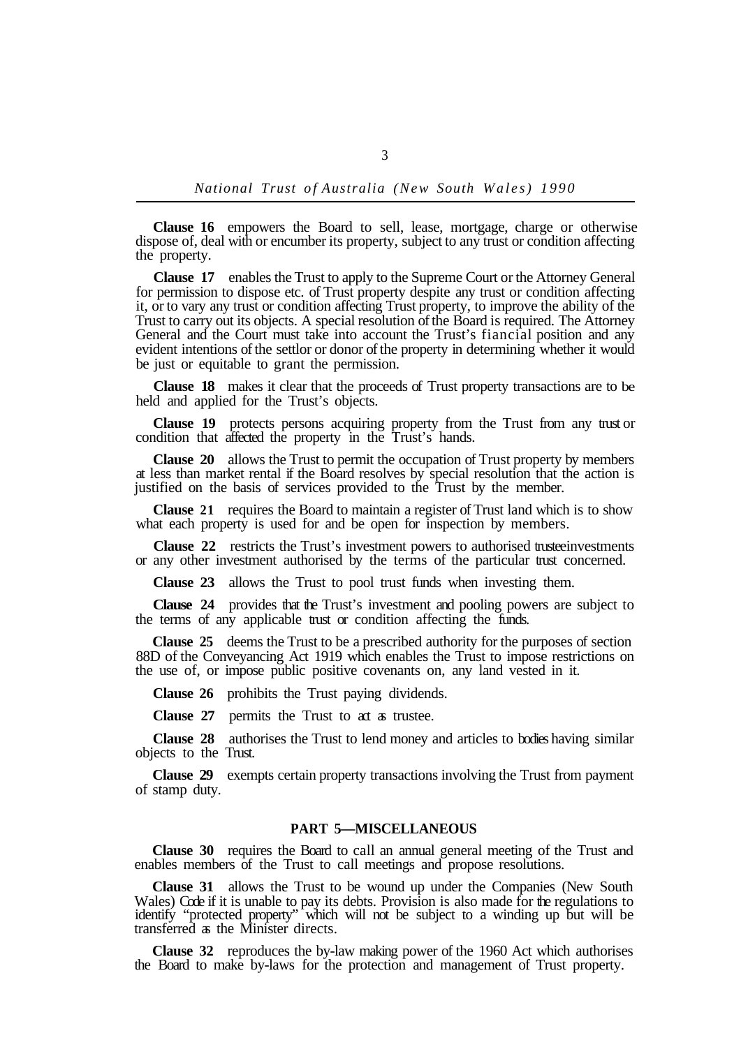**Clause 16** empowers the Board to sell, lease, mortgage, charge or otherwise dispose of, deal with or encumber its property, subject to any trust or condition affecting the property.

**Clause 17** enables the Trust to apply to the Supreme Court or the Attorney General for permission to dispose etc. of Trust property despite any trust or condition affecting it, or to vary any trust or condition affecting Trust property, to improve the ability of the Trust to carry out its objects. A special resolution of the Board is required. The Attorney General and the Court must take into account the Trust's fiancial position and any evident intentions of the settlor or donor of the property in determining whether it would be just or equitable to grant the permission.

**Clause 18** makes it clear that the proceeds of Trust property transactions are to be held and applied for the Trust's objects.

**Clause 19** protects persons acquiring property from the Trust from any trust or condition that affected the property in the Trust's hands.

**Clause 20** allows the Trust to permit the occupation of Trust property by members at less than market rental if the Board resolves by special resolution that the action is justified on the basis of services provided to the Trust by the member.

**Clause 21** requires the Board to maintain a register of Trust land which is to show what each property is used for and be open for inspection by members.

**Clause 22** restricts the Trust's investment powers to authorised trustee investments or any other investment authorised by the terms of the particular trust concerned.

**Clause 23** allows the Trust to pool trust funds when investing them.

**Clause 24** provides that the Trust's investment and pooling powers are subject to the terms of any applicable trust or condition affecting the funds.

**Clause 25** deems the Trust to be a prescribed authority for the purposes of section 88D of the Conveyancing Act 1919 which enables the Trust to impose restrictions on the use of, or impose public positive covenants on, any land vested in it.

**Clause 26** prohibits the Trust paying dividends.

**Clause 27** permits the Trust to act as trustee.

**Clause 28** authorises the Trust to lend money and articles to bodies having similar objects to the Trust.

**Clause 29** exempts certain property transactions involving the Trust from payment of stamp duty.

## PART 5—MISCELLANEOUS

**Clause 30** requires the Board to call an annual general meeting of the Trust and enables members of the Trust to call meetings and propose resolutions.

**Clause 31** allows the Trust to be wound up under the Companies (New South Wales) Code if it is unable to pay its debts. Provision is also made for the regulations to identify "protected property" which will not be subject to a winding up but will be transferred as the Minister directs.

**Clause 32** reproduces the by-law making power of the 1960 Act which authorises the Board to make by-laws for the protection and management of Trust property.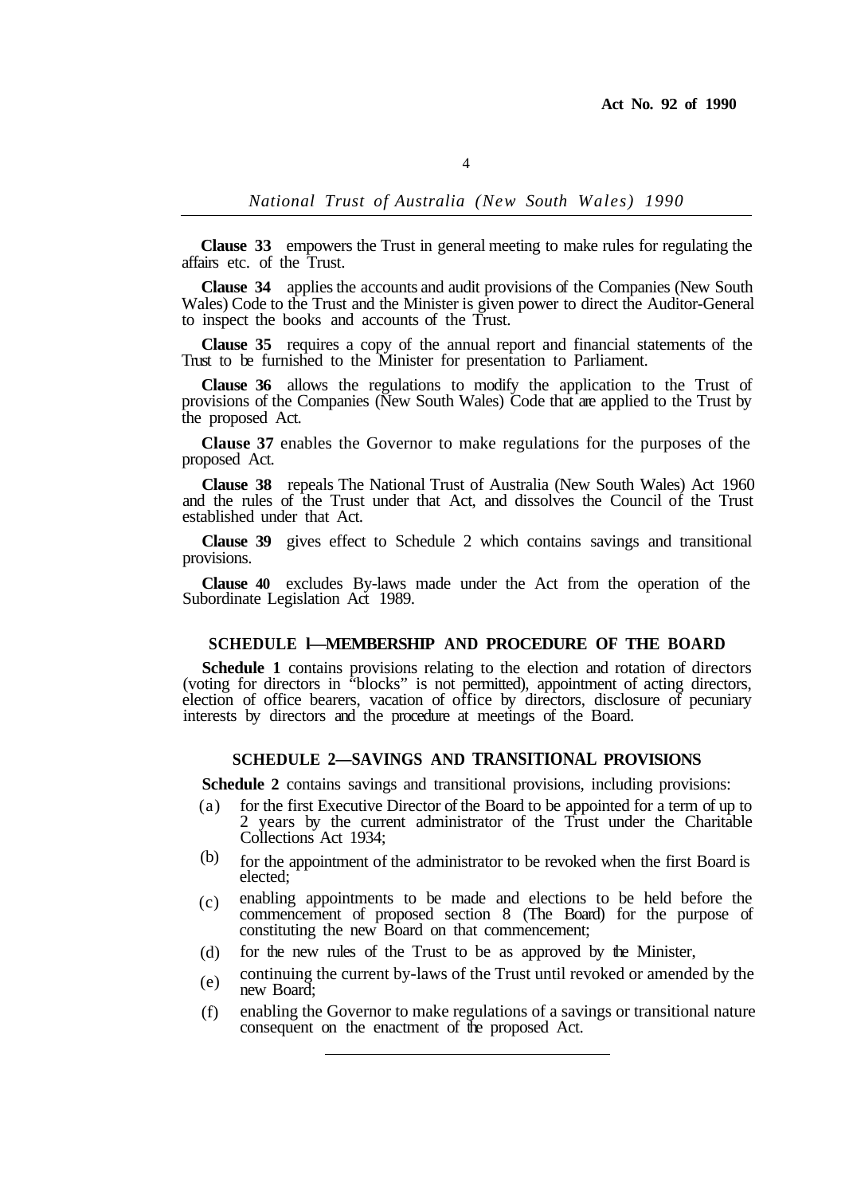**Clause 33** empowers the Trust in general meeting to make rules for regulating the affairs etc. of the Trust.

**Clause 34** applies the accounts and audit provisions of the Companies (New South Wales) Code to the Trust and the Minister is given power to direct the Auditor-General to inspect the books and accounts of the Trust.

**Clause 35** requires a copy of the annual report and financial statements of the Trust to be furnished to the Minister for presentation to Parliament.

**Clause 36** allows the regulations to modify the application to the Trust of provisions of the Companies (New South Wales) Code that are applied to the Trust by the proposed Act.

**Clause 37** enables the Governor to make regulations for the purposes of the proposed Act.

**Clause 38** repeals The National Trust of Australia (New South Wales) Act 1960 and the rules of the Trust under that Act, and dissolves the Council of the Trust established under that Act.

**Clause 39** gives effect to Schedule 2 which contains savings and transitional provisions.

**Clause 40** excludes By-laws made under the Act from the operation of the Subordinate Legislation Act 1989.

## SCHEDULE 1—MEMBERSHIP AND PROCEDURE OF THE BOARD

**Schedule 1** contains provisions relating to the election and rotation of directors (voting for directors in "blocks" is not permitted), appointment of acting directors, election of office bearers, vacation of office by directors, disclosure of pecuniary interests by directors and the procedure at meetings of the Board.

## SCHEDULE 2—SAVINGS AND TRANSITIONAL PROVISIONS

**Schedule 2** contains savings and transitional provisions, including provisions:

(a) for the first Executive Director of the Board to be appointed for a term of up to 2 years by the current administrator of the Trust under the Charitable Collections Act 1934;

(b) for the appointment of the administrator to be revoked when the first Board is elected;

(c) enabling appointments to be made and elections to be held before the commencement of proposed section 8 (The Board) for the purpose of constituting the new Board on that commencement;

(d) for the new rules of the Trust to be as approved by the Minister,

(e) continuing the current by-laws of the Trust until revoked or amended by the new Board;

(f) enabling the Governor to make regulations of a savings or transitional nature consequent on the enactment of the proposed Act.